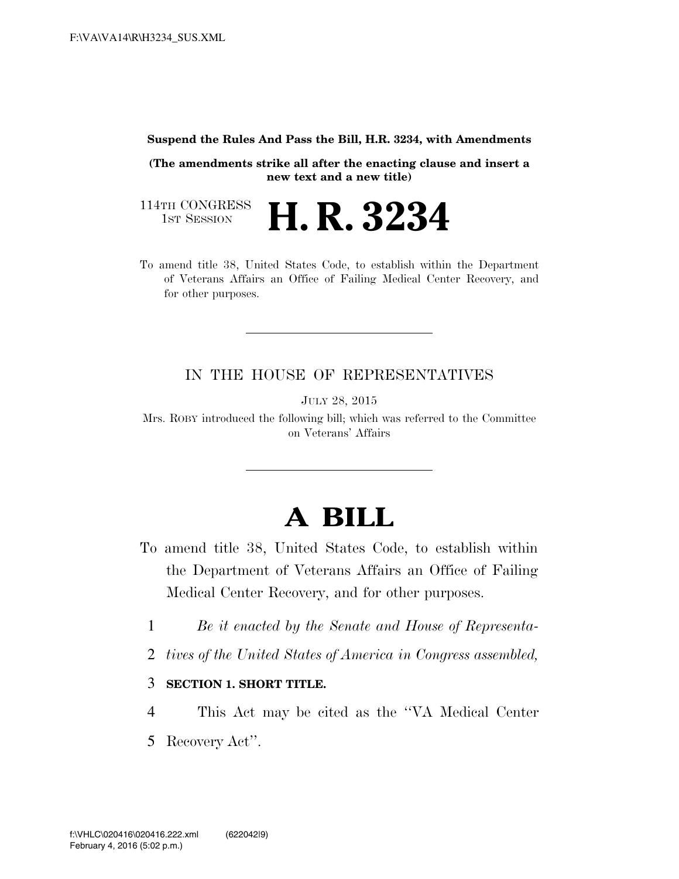**Suspend the Rules And Pass the Bill, H.R. 3234, with Amendments**

**(The amendments strike all after the enacting clause and insert a new text and a new title)**

114TH CONGRESS
1ST SESSION

# H. R. 3234

To amend title 38, United States Code, to establish within the Department of Veterans Affairs an Office of Failing Medical Center Recovery, and for other purposes.

---

IN THE HOUSE OF REPRESENTATIVES

JULY 28, 2015

Mrs. ROBY introduced the following bill; which was referred to the Committee on Veterans' Affairs

---

# A BILL

To amend title 38, United States Code, to establish within the Department of Veterans Affairs an Office of Failing Medical Center Recovery, and for other purposes.

*Be it enacted by the Senate and House of Representatives of the United States of America in Congress assembled,*

**SECTION 1. SHORT TITLE.**

This Act may be cited as the "VA Medical Center Recovery Act".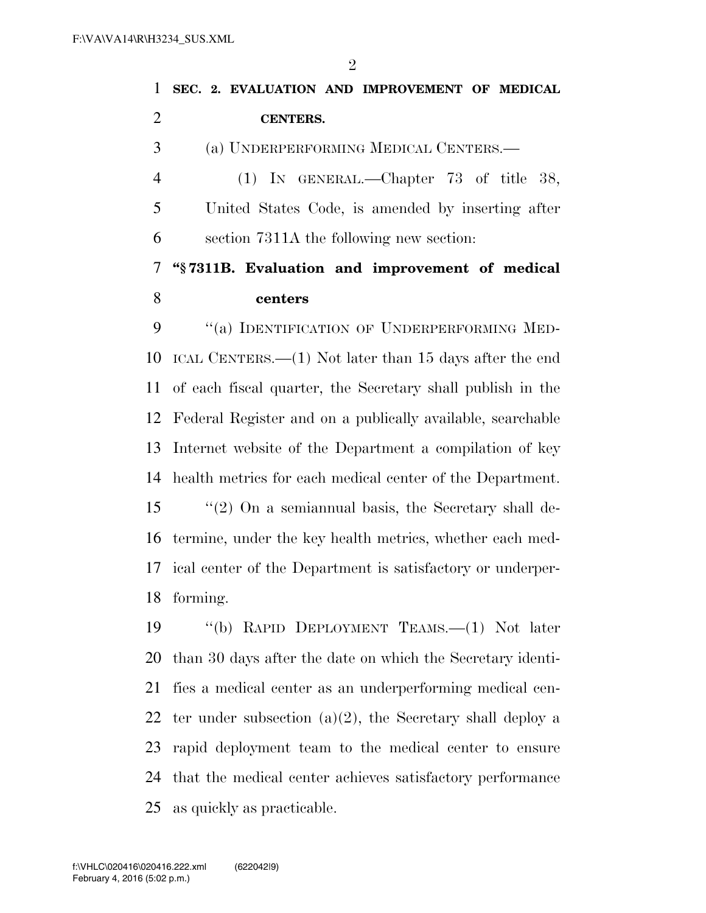**SEC. 2. EVALUATION AND IMPROVEMENT OF MEDICAL CENTERS.**

(a) UNDERPERFORMING MEDICAL CENTERS.—

(1) IN GENERAL.—Chapter 73 of title 38, United States Code, is amended by inserting after section 7311A the following new section:

**"§ 7311B. Evaluation and improvement of medical centers**

"(a) IDENTIFICATION OF UNDERPERFORMING MEDICAL CENTERS.—(1) Not later than 15 days after the end of each fiscal quarter, the Secretary shall publish in the Federal Register and on a publically available, searchable Internet website of the Department a compilation of key health metrics for each medical center of the Department.

"(2) On a semiannual basis, the Secretary shall determine, under the key health metrics, whether each medical center of the Department is satisfactory or underperforming.

"(b) RAPID DEPLOYMENT TEAMS.—(1) Not later than 30 days after the date on which the Secretary identifies a medical center as an underperforming medical center under subsection (a)(2), the Secretary shall deploy a rapid deployment team to the medical center to ensure that the medical center achieves satisfactory performance as quickly as practicable.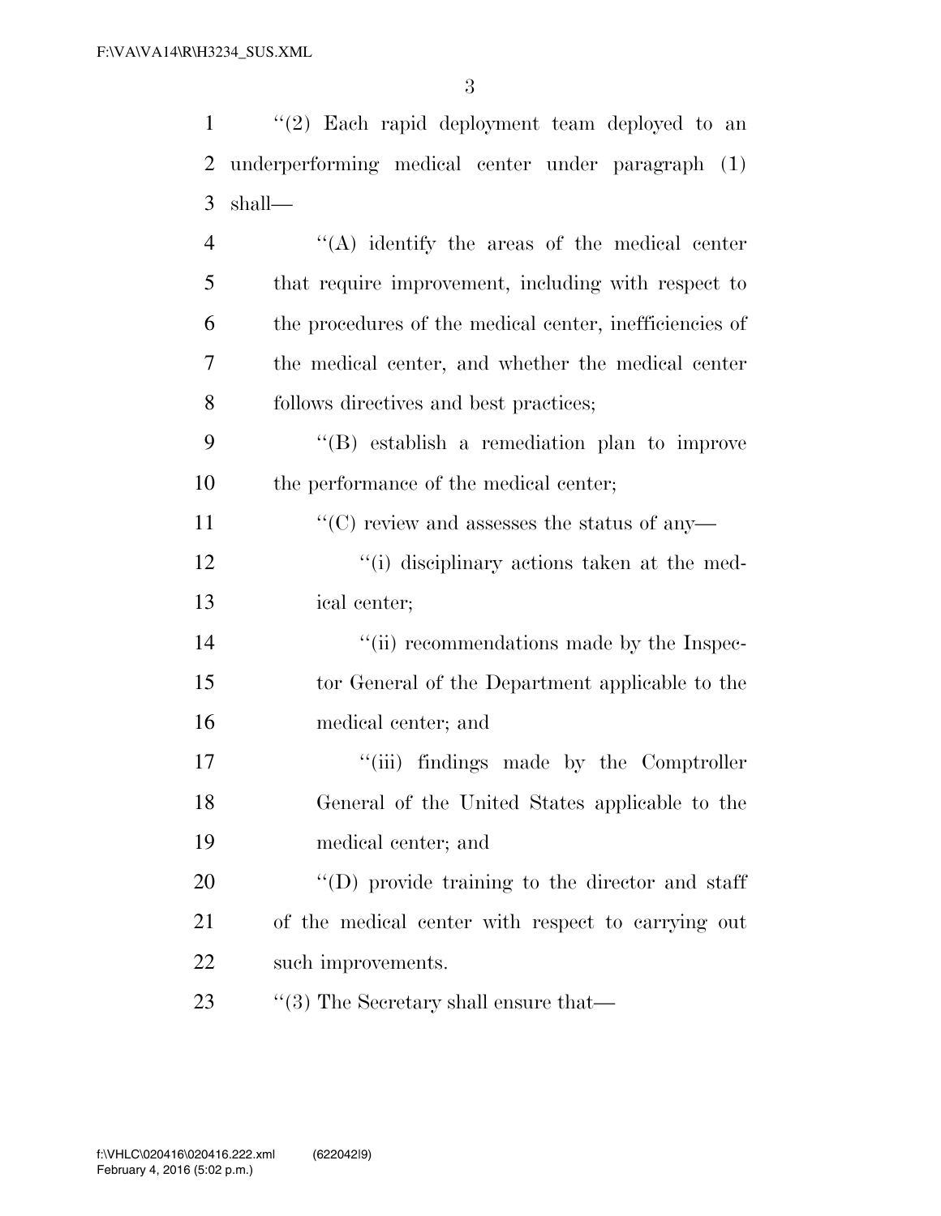"(2) Each rapid deployment team deployed to an underperforming medical center under paragraph (1) shall—

"(A) identify the areas of the medical center that require improvement, including with respect to the procedures of the medical center, inefficiencies of the medical center, and whether the medical center follows directives and best practices;

"(B) establish a remediation plan to improve the performance of the medical center;

"(C) review and assesses the status of any—

"(i) disciplinary actions taken at the medical center;

"(ii) recommendations made by the Inspector General of the Department applicable to the medical center; and

"(iii) findings made by the Comptroller General of the United States applicable to the medical center; and

"(D) provide training to the director and staff of the medical center with respect to carrying out such improvements.

"(3) The Secretary shall ensure that—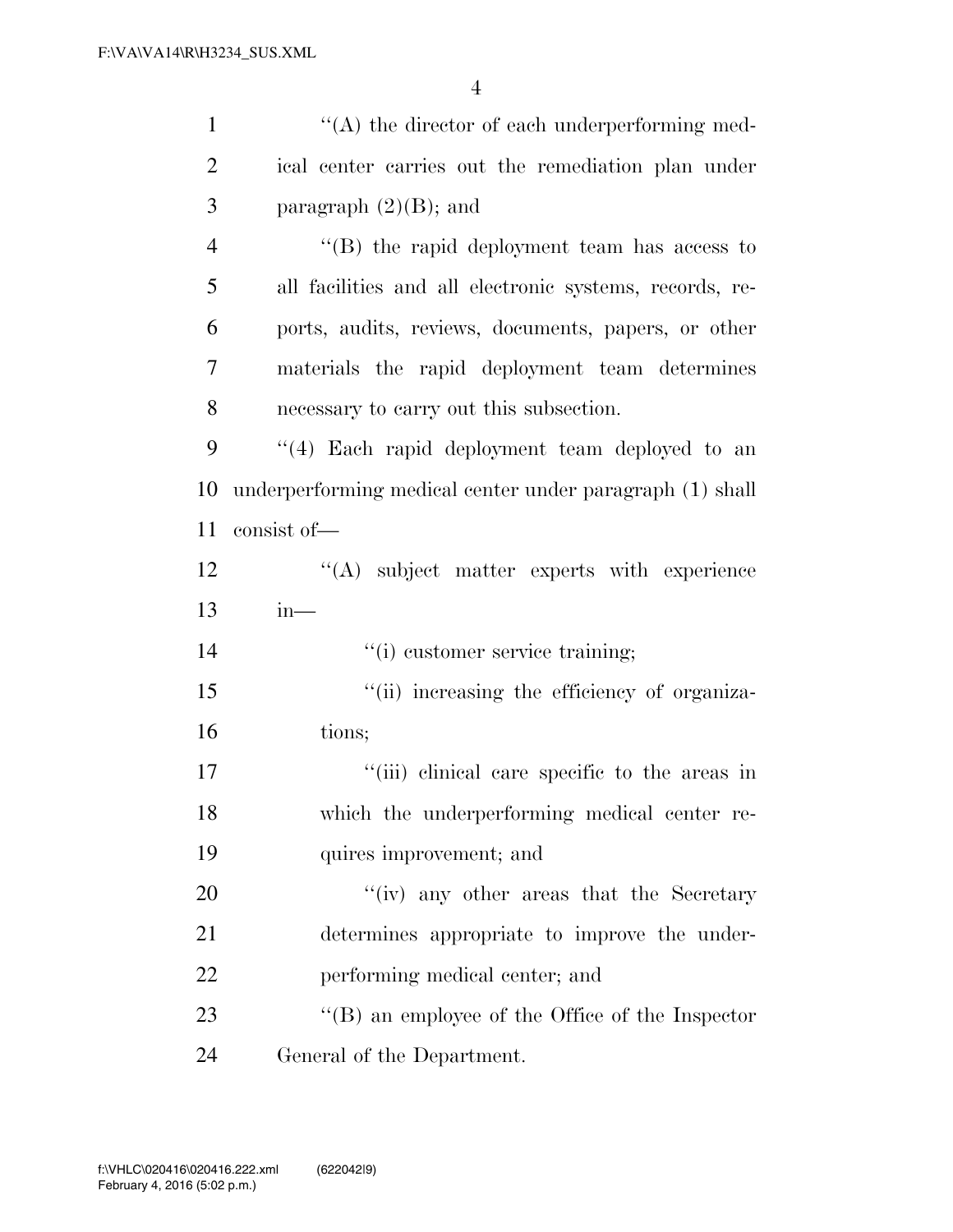''(A) the director of each underperforming medical center carries out the remediation plan under paragraph (2)(B); and

''(B) the rapid deployment team has access to all facilities and all electronic systems, records, reports, audits, reviews, documents, papers, or other materials the rapid deployment team determines necessary to carry out this subsection.

''(4) Each rapid deployment team deployed to an underperforming medical center under paragraph (1) shall consist of—

''(A) subject matter experts with experience in—

''(i) customer service training;

''(ii) increasing the efficiency of organizations;

''(iii) clinical care specific to the areas in which the underperforming medical center requires improvement; and

''(iv) any other areas that the Secretary determines appropriate to improve the underperforming medical center; and

''(B) an employee of the Office of the Inspector General of the Department.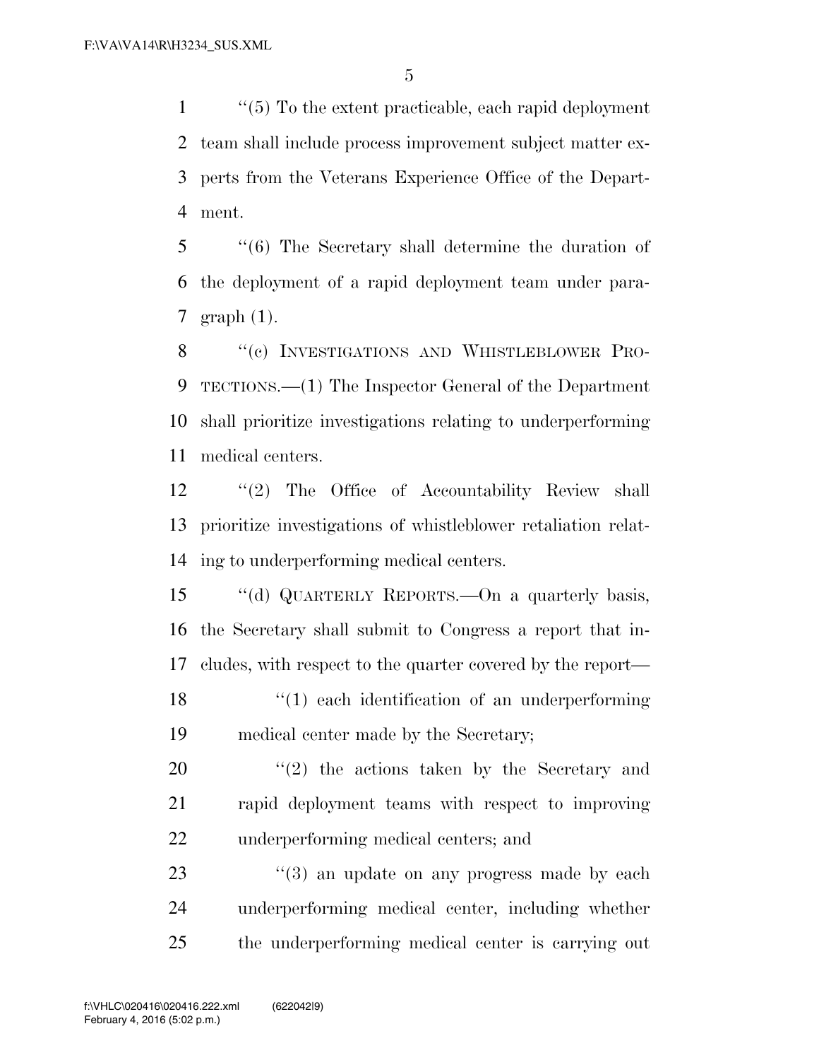"(5) To the extent practicable, each rapid deployment team shall include process improvement subject matter experts from the Veterans Experience Office of the Department.

"(6) The Secretary shall determine the duration of the deployment of a rapid deployment team under paragraph (1).

"(c) INVESTIGATIONS AND WHISTLEBLOWER PROTECTIONS.—(1) The Inspector General of the Department shall prioritize investigations relating to underperforming medical centers.

"(2) The Office of Accountability Review shall prioritize investigations of whistleblower retaliation relating to underperforming medical centers.

"(d) QUARTERLY REPORTS.—On a quarterly basis, the Secretary shall submit to Congress a report that includes, with respect to the quarter covered by the report—

"(1) each identification of an underperforming medical center made by the Secretary;

"(2) the actions taken by the Secretary and rapid deployment teams with respect to improving underperforming medical centers; and

"(3) an update on any progress made by each underperforming medical center, including whether the underperforming medical center is carrying out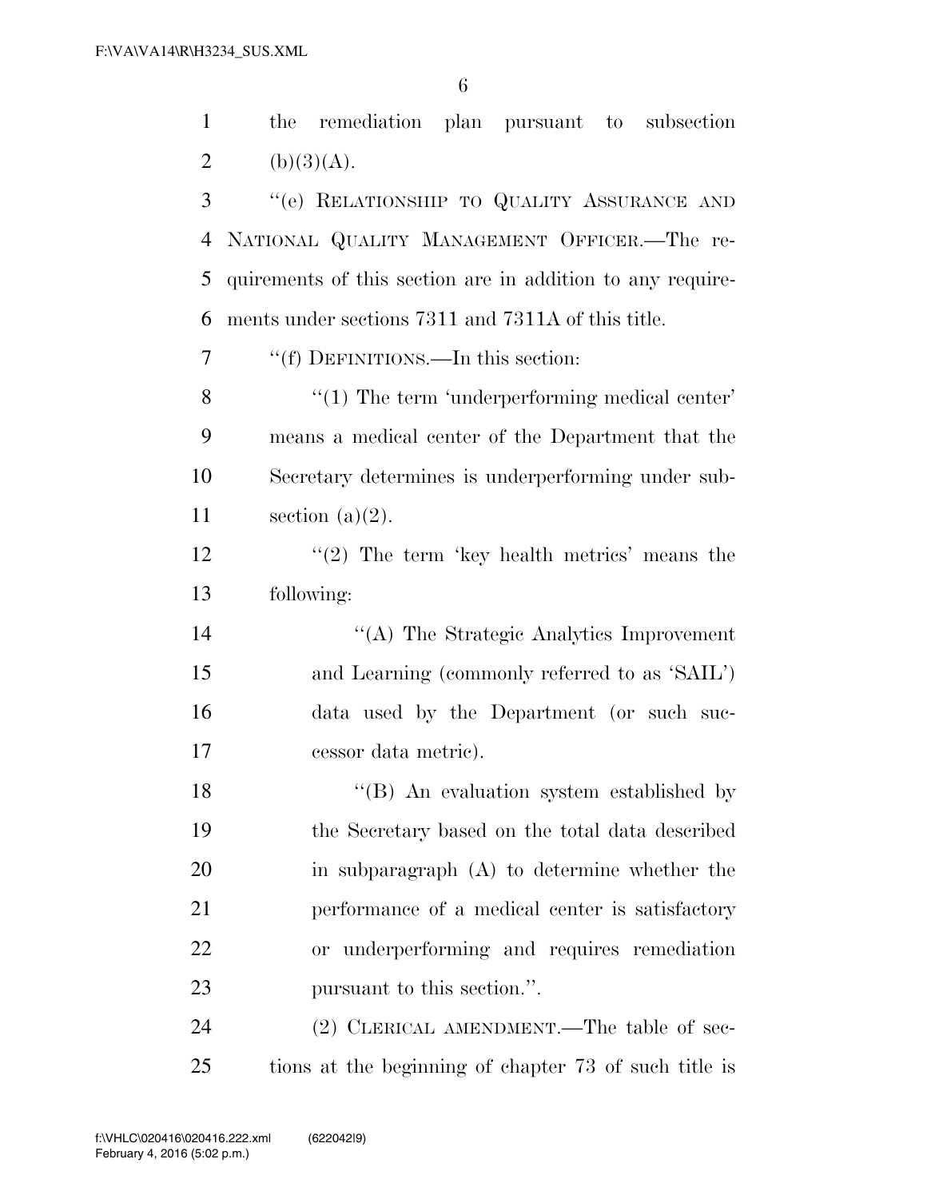the remediation plan pursuant to subsection (b)(3)(A).

"(e) RELATIONSHIP TO QUALITY ASSURANCE AND NATIONAL QUALITY MANAGEMENT OFFICER.—The requirements of this section are in addition to any requirements under sections 7311 and 7311A of this title.

"(f) DEFINITIONS.—In this section:

"(1) The term 'underperforming medical center' means a medical center of the Department that the Secretary determines is underperforming under subsection (a)(2).

"(2) The term 'key health metrics' means the following:

"(A) The Strategic Analytics Improvement and Learning (commonly referred to as 'SAIL') data used by the Department (or such successor data metric).

"(B) An evaluation system established by the Secretary based on the total data described in subparagraph (A) to determine whether the performance of a medical center is satisfactory or underperforming and requires remediation pursuant to this section.".

(2) CLERICAL AMENDMENT.—The table of sections at the beginning of chapter 73 of such title is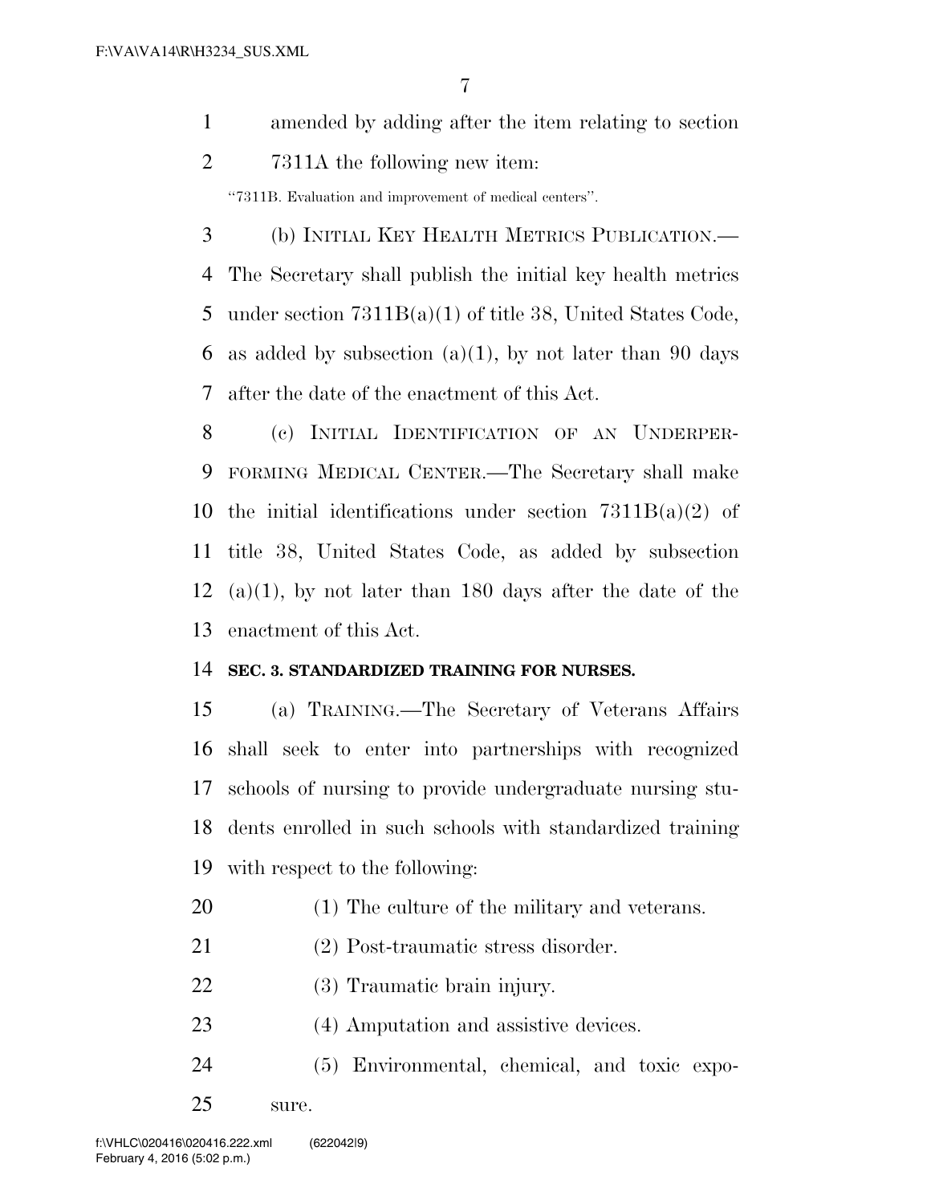amended by adding after the item relating to section 7311A the following new item:

"7311B. Evaluation and improvement of medical centers".

(b) INITIAL KEY HEALTH METRICS PUBLICATION.—The Secretary shall publish the initial key health metrics under section 7311B(a)(1) of title 38, United States Code, as added by subsection (a)(1), by not later than 90 days after the date of the enactment of this Act.

(c) INITIAL IDENTIFICATION OF AN UNDERPERFORMING MEDICAL CENTER.—The Secretary shall make the initial identifications under section 7311B(a)(2) of title 38, United States Code, as added by subsection (a)(1), by not later than 180 days after the date of the enactment of this Act.

**SEC. 3. STANDARDIZED TRAINING FOR NURSES.**

(a) TRAINING.—The Secretary of Veterans Affairs shall seek to enter into partnerships with recognized schools of nursing to provide undergraduate nursing students enrolled in such schools with standardized training with respect to the following:

(1) The culture of the military and veterans.

(2) Post-traumatic stress disorder.

(3) Traumatic brain injury.

(4) Amputation and assistive devices.

(5) Environmental, chemical, and toxic exposure.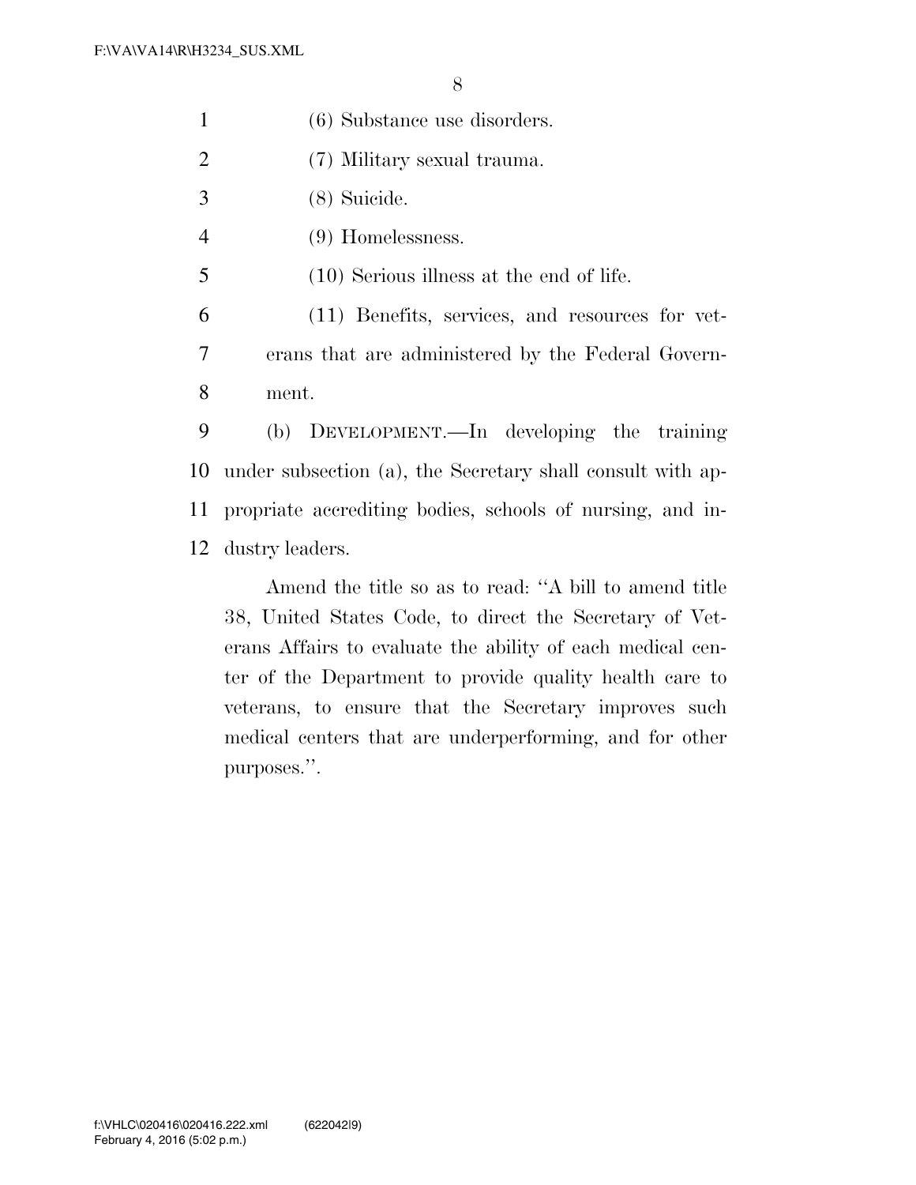(6) Substance use disorders.

(7) Military sexual trauma.

(8) Suicide.

(9) Homelessness.

(10) Serious illness at the end of life.

(11) Benefits, services, and resources for veterans that are administered by the Federal Government.

(b) DEVELOPMENT.—In developing the training under subsection (a), the Secretary shall consult with appropriate accrediting bodies, schools of nursing, and industry leaders.

Amend the title so as to read: ''A bill to amend title 38, United States Code, to direct the Secretary of Veterans Affairs to evaluate the ability of each medical center of the Department to provide quality health care to veterans, to ensure that the Secretary improves such medical centers that are underperforming, and for other purposes.''.